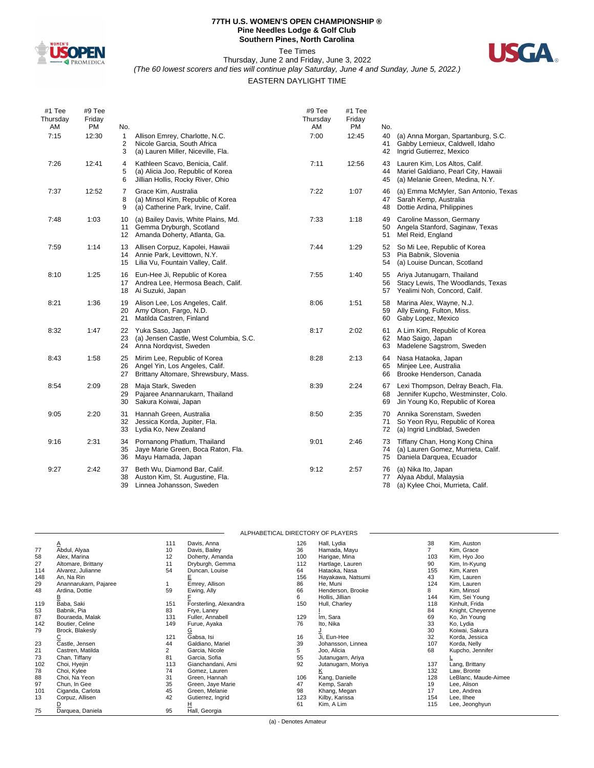# 77TH U.S. WOMEN'S OPEN CHAMPIONSHIP ®

**Pine Needles Lodge & Golf Club**
**Southern Pines, North Carolina**

Tee Times
Thursday, June 2 and Friday, June 3, 2022
*(The 60 lowest scorers and ties will continue play Saturday, June 4 and Sunday, June 5, 2022.)*
EASTERN DAYLIGHT TIME

| #1 Tee Thursday AM | #9 Tee Friday PM | No. | Player | #9 Tee Thursday AM | #1 Tee Friday PM | No. | Player |
|---|---|---|---|---|---|---|---|
| 7:15 | 12:30 | 1 | Allison Emrey, Charlotte, N.C. | 7:00 | 12:45 | 40 | (a) Anna Morgan, Spartanburg, S.C. |
| | | 2 | Nicole Garcia, South Africa | | | 41 | Gabby Lemieux, Caldwell, Idaho |
| | | 3 | (a) Lauren Miller, Niceville, Fla. | | | 42 | Ingrid Gutierrez, Mexico |
| 7:26 | 12:41 | 4 | Kathleen Scavo, Benicia, Calif. | 7:11 | 12:56 | 43 | Lauren Kim, Los Altos, Calif. |
| | | 5 | (a) Alicia Joo, Republic of Korea | | | 44 | Mariel Galdiano, Pearl City, Hawaii |
| | | 6 | Jillian Hollis, Rocky River, Ohio | | | 45 | (a) Melanie Green, Medina, N.Y. |
| 7:37 | 12:52 | 7 | Grace Kim, Australia | 7:22 | 1:07 | 46 | (a) Emma McMyler, San Antonio, Texas |
| | | 8 | (a) Minsol Kim, Republic of Korea | | | 47 | Sarah Kemp, Australia |
| | | 9 | (a) Catherine Park, Irvine, Calif. | | | 48 | Dottie Ardina, Philippines |
| 7:48 | 1:03 | 10 | (a) Bailey Davis, White Plains, Md. | 7:33 | 1:18 | 49 | Caroline Masson, Germany |
| | | 11 | Gemma Dryburgh, Scotland | | | 50 | Angela Stanford, Saginaw, Texas |
| | | 12 | Amanda Doherty, Atlanta, Ga. | | | 51 | Mel Reid, England |
| 7:59 | 1:14 | 13 | Allisen Corpuz, Kapolei, Hawaii | 7:44 | 1:29 | 52 | So Mi Lee, Republic of Korea |
| | | 14 | Annie Park, Levittown, N.Y. | | | 53 | Pia Babnik, Slovenia |
| | | 15 | Lilia Vu, Fountain Valley, Calif. | | | 54 | (a) Louise Duncan, Scotland |
| 8:10 | 1:25 | 16 | Eun-Hee Ji, Republic of Korea | 7:55 | 1:40 | 55 | Ariya Jutanugarn, Thailand |
| | | 17 | Andrea Lee, Hermosa Beach, Calif. | | | 56 | Stacy Lewis, The Woodlands, Texas |
| | | 18 | Ai Suzuki, Japan | | | 57 | Yealimi Noh, Concord, Calif. |
| 8:21 | 1:36 | 19 | Alison Lee, Los Angeles, Calif. | 8:06 | 1:51 | 58 | Marina Alex, Wayne, N.J. |
| | | 20 | Amy Olson, Fargo, N.D. | | | 59 | Ally Ewing, Fulton, Miss. |
| | | 21 | Matilda Castren, Finland | | | 60 | Gaby Lopez, Mexico |
| 8:32 | 1:47 | 22 | Yuka Saso, Japan | 8:17 | 2:02 | 61 | A Lim Kim, Republic of Korea |
| | | 23 | (a) Jensen Castle, West Columbia, S.C. | | | 62 | Mao Saigo, Japan |
| | | 24 | Anna Nordqvist, Sweden | | | 63 | Madelene Sagstrom, Sweden |
| 8:43 | 1:58 | 25 | Mirim Lee, Republic of Korea | 8:28 | 2:13 | 64 | Nasa Hataoka, Japan |
| | | 26 | Angel Yin, Los Angeles, Calif. | | | 65 | Minjee Lee, Australia |
| | | 27 | Brittany Altomare, Shrewsbury, Mass. | | | 66 | Brooke Henderson, Canada |
| 8:54 | 2:09 | 28 | Maja Stark, Sweden | 8:39 | 2:24 | 67 | Lexi Thompson, Delray Beach, Fla. |
| | | 29 | Pajaree Anannarukarn, Thailand | | | 68 | Jennifer Kupcho, Westminster, Colo. |
| | | 30 | Sakura Koiwai, Japan | | | 69 | Jin Young Ko, Republic of Korea |
| 9:05 | 2:20 | 31 | Hannah Green, Australia | 8:50 | 2:35 | 70 | Annika Sorenstam, Sweden |
| | | 32 | Jessica Korda, Jupiter, Fla. | | | 71 | So Yeon Ryu, Republic of Korea |
| | | 33 | Lydia Ko, New Zealand | | | 72 | (a) Ingrid Lindblad, Sweden |
| 9:16 | 2:31 | 34 | Pornanong Phatlum, Thailand | 9:01 | 2:46 | 73 | Tiffany Chan, Hong Kong China |
| | | 35 | Jaye Marie Green, Boca Raton, Fla. | | | 74 | (a) Lauren Gomez, Murrieta, Calif. |
| | | 36 | Mayu Hamada, Japan | | | 75 | Daniela Darquea, Ecuador |
| 9:27 | 2:42 | 37 | Beth Wu, Diamond Bar, Calif. | 9:12 | 2:57 | 76 | (a) Nika Ito, Japan |
| | | 38 | Auston Kim, St. Augustine, Fla. | | | 77 | Alyaa Abdul, Malaysia |
| | | 39 | Linnea Johansson, Sweden | | | 78 | (a) Kylee Choi, Murrieta, Calif. |

## ALPHABETICAL DIRECTORY OF PLAYERS

| No. | Name | No. | Name | No. | Name | No. | Name |
|---|---|---|---|---|---|---|---|
| | A | 111 | Davis, Anna | 126 | Hall, Lydia | 38 | Kim, Auston |
| 77 | Abdul, Alyaa | 10 | Davis, Bailey | 36 | Hamada, Mayu | 7 | Kim, Grace |
| 58 | Alex, Marina | 12 | Doherty, Amanda | 100 | Harigae, Mina | 103 | Kim, Hyo Joo |
| 27 | Altomare, Brittany | 11 | Dryburgh, Gemma | 112 | Hartlage, Lauren | 90 | Kim, In-Kyung |
| 114 | Alvarez, Julianne | 54 | Duncan, Louise | 64 | Hataoka, Nasa | 155 | Kim, Karen |
| 148 | An, Na Rin | | E | 156 | Hayakawa, Natsumi | 43 | Kim, Lauren |
| 29 | Anannarukarn, Pajaree | 1 | Emrey, Allison | 86 | He, Muni | 124 | Kim, Lauren |
| 48 | Ardina, Dottie | 59 | Ewing, Ally | 66 | Henderson, Brooke | 8 | Kim, Minsol |
| | B | | F | 6 | Hollis, Jillian | 144 | Kim, Sei Young |
| 119 | Baba, Saki | 151 | Forsterling, Alexandra | 150 | Hull, Charley | 118 | Kinhult, Frida |
| 53 | Babnik, Pia | 83 | Frye, Laney | | I | 84 | Knight, Cheyenne |
| 87 | Bouraeda, Malak | 131 | Fuller, Annabell | 129 | Im, Sara | 69 | Ko, Jin Young |
| 142 | Boutier, Celine | 149 | Furue, Ayaka | 76 | Ito, Nika | 33 | Ko, Lydia |
| 79 | Brock, Blakesly | | G | | J | 30 | Koiwai, Sakura |
| | C | 121 | Gabsa, Isi | 16 | Ji, Eun-Hee | 32 | Korda, Jessica |
| 23 | Castle, Jensen | 44 | Galdiano, Mariel | 39 | Johansson, Linnea | 107 | Korda, Nelly |
| 21 | Castren, Matilda | 2 | Garcia, Nicole | 5 | Joo, Alicia | 68 | Kupcho, Jennifer |
| 73 | Chan, Tiffany | 81 | Garcia, Sofia | 55 | Jutanugarn, Ariya | | L |
| 102 | Choi, Hyejin | 113 | Gianchandani, Ami | 92 | Jutanugarn, Moriya | 137 | Lang, Brittany |
| 78 | Choi, Kylee | 74 | Gomez, Lauren | | K | 132 | Law, Bronte |
| 88 | Choi, Na Yeon | 31 | Green, Hannah | 106 | Kang, Danielle | 128 | LeBlanc, Maude-Aimee |
| 97 | Chun, In Gee | 35 | Green, Jaye Marie | 47 | Kemp, Sarah | 19 | Lee, Alison |
| 101 | Ciganda, Carlota | 45 | Green, Melanie | 98 | Khang, Megan | 17 | Lee, Andrea |
| 13 | Corpuz, Allisen | 42 | Gutierrez, Ingrid | 123 | Kilby, Karissa | 154 | Lee, Ilhee |
| | D | | H | 61 | Kim, A Lim | 115 | Lee, Jeonghyun |
| 75 | Darquea, Daniela | 95 | Hall, Georgia | | | | |

(a) - Denotes Amateur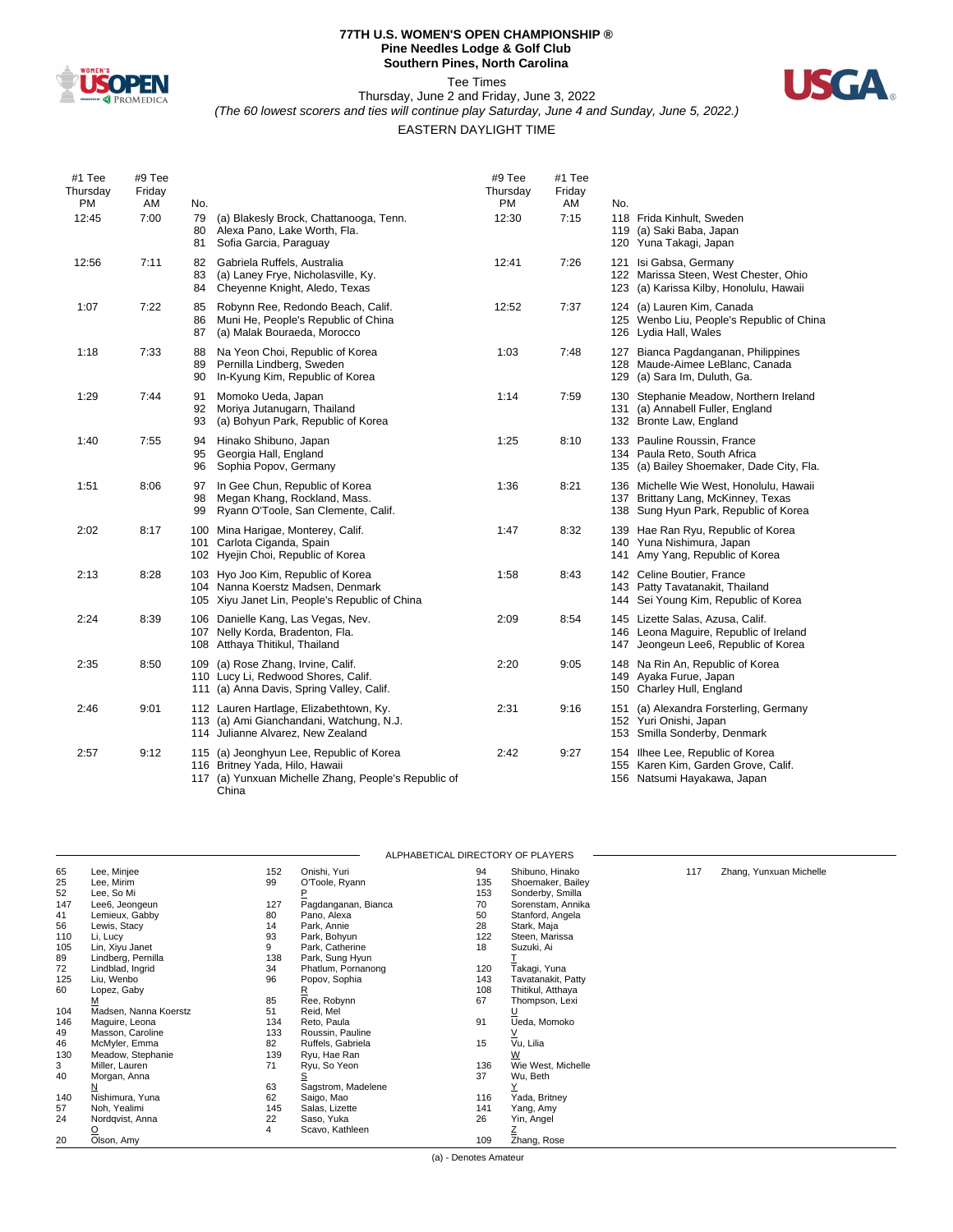# 77TH U.S. WOMEN'S OPEN CHAMPIONSHIP ®

## Pine Needles Lodge & Golf Club
## Southern Pines, North Carolina

Tee Times

Thursday, June 2 and Friday, June 3, 2022

*(The 60 lowest scorers and ties will continue play Saturday, June 4 and Sunday, June 5, 2022.)*

EASTERN DAYLIGHT TIME

| #1 Tee Thursday PM | #9 Tee Friday AM | No. | Player |
|---|---|---|---|
| 12:45 | 7:00 | 79 | (a) Blakesly Brock, Chattanooga, Tenn. |
| | | 80 | Alexa Pano, Lake Worth, Fla. |
| | | 81 | Sofia Garcia, Paraguay |
| 12:56 | 7:11 | 82 | Gabriela Ruffels, Australia |
| | | 83 | (a) Laney Frye, Nicholasville, Ky. |
| | | 84 | Cheyenne Knight, Aledo, Texas |
| 1:07 | 7:22 | 85 | Robynn Ree, Redondo Beach, Calif. |
| | | 86 | Muni He, People's Republic of China |
| | | 87 | (a) Malak Bouraeda, Morocco |
| 1:18 | 7:33 | 88 | Na Yeon Choi, Republic of Korea |
| | | 89 | Pernilla Lindberg, Sweden |
| | | 90 | In-Kyung Kim, Republic of Korea |
| 1:29 | 7:44 | 91 | Momoko Ueda, Japan |
| | | 92 | Moriya Jutanugarn, Thailand |
| | | 93 | (a) Bohyun Park, Republic of Korea |
| 1:40 | 7:55 | 94 | Hinako Shibuno, Japan |
| | | 95 | Georgia Hall, England |
| | | 96 | Sophia Popov, Germany |
| 1:51 | 8:06 | 97 | In Gee Chun, Republic of Korea |
| | | 98 | Megan Khang, Rockland, Mass. |
| | | 99 | Ryann O'Toole, San Clemente, Calif. |
| 2:02 | 8:17 | 100 | Mina Harigae, Monterey, Calif. |
| | | 101 | Carlota Ciganda, Spain |
| | | 102 | Hyejin Choi, Republic of Korea |
| 2:13 | 8:28 | 103 | Hyo Joo Kim, Republic of Korea |
| | | 104 | Nanna Koerstz Madsen, Denmark |
| | | 105 | Xiyu Janet Lin, People's Republic of China |
| 2:24 | 8:39 | 106 | Danielle Kang, Las Vegas, Nev. |
| | | 107 | Nelly Korda, Bradenton, Fla. |
| | | 108 | Atthaya Thitikul, Thailand |
| 2:35 | 8:50 | 109 | (a) Rose Zhang, Irvine, Calif. |
| | | 110 | Lucy Li, Redwood Shores, Calif. |
| | | 111 | (a) Anna Davis, Spring Valley, Calif. |
| 2:46 | 9:01 | 112 | Lauren Hartlage, Elizabethtown, Ky. |
| | | 113 | (a) Ami Gianchandani, Watchung, N.J. |
| | | 114 | Julianne Alvarez, New Zealand |
| 2:57 | 9:12 | 115 | (a) Jeonghyun Lee, Republic of Korea |
| | | 116 | Britney Yada, Hilo, Hawaii |
| | | 117 | (a) Yunxuan Michelle Zhang, People's Republic of China |

| #9 Tee Thursday PM | #1 Tee Friday AM | No. | Player |
|---|---|---|---|
| 12:30 | 7:15 | 118 | Frida Kinhult, Sweden |
| | | 119 | (a) Saki Baba, Japan |
| | | 120 | Yuna Takagi, Japan |
| 12:41 | 7:26 | 121 | Isi Gabsa, Germany |
| | | 122 | Marissa Steen, West Chester, Ohio |
| | | 123 | (a) Karissa Kilby, Honolulu, Hawaii |
| 12:52 | 7:37 | 124 | (a) Lauren Kim, Canada |
| | | 125 | Wenbo Liu, People's Republic of China |
| | | 126 | Lydia Hall, Wales |
| 1:03 | 7:48 | 127 | Bianca Pagdanganan, Philippines |
| | | 128 | Maude-Aimee LeBlanc, Canada |
| | | 129 | (a) Sara Im, Duluth, Ga. |
| 1:14 | 7:59 | 130 | Stephanie Meadow, Northern Ireland |
| | | 131 | (a) Annabell Fuller, England |
| | | 132 | Bronte Law, England |
| 1:25 | 8:10 | 133 | Pauline Roussin, France |
| | | 134 | Paula Reto, South Africa |
| | | 135 | (a) Bailey Shoemaker, Dade City, Fla. |
| 1:36 | 8:21 | 136 | Michelle Wie West, Honolulu, Hawaii |
| | | 137 | Brittany Lang, McKinney, Texas |
| | | 138 | Sung Hyun Park, Republic of Korea |
| 1:47 | 8:32 | 139 | Hae Ran Ryu, Republic of Korea |
| | | 140 | Yuna Nishimura, Japan |
| | | 141 | Amy Yang, Republic of Korea |
| 1:58 | 8:43 | 142 | Celine Boutier, France |
| | | 143 | Patty Tavatanakit, Thailand |
| | | 144 | Sei Young Kim, Republic of Korea |
| 2:09 | 8:54 | 145 | Lizette Salas, Azusa, Calif. |
| | | 146 | Leona Maguire, Republic of Ireland |
| | | 147 | Jeongeun Lee6, Republic of Korea |
| 2:20 | 9:05 | 148 | Na Rin An, Republic of Korea |
| | | 149 | Ayaka Furue, Japan |
| | | 150 | Charley Hull, England |
| 2:31 | 9:16 | 151 | (a) Alexandra Forsterling, Germany |
| | | 152 | Yuri Onishi, Japan |
| | | 153 | Smilla Sonderby, Denmark |
| 2:42 | 9:27 | 154 | Ilhee Lee, Republic of Korea |
| | | 155 | Karen Kim, Garden Grove, Calif. |
| | | 156 | Natsumi Hayakawa, Japan |

## ALPHABETICAL DIRECTORY OF PLAYERS

65 Lee, Minjee
25 Lee, Mirim
52 Lee, So Mi
147 Lee6, Jeongeun
41 Lemieux, Gabby
56 Lewis, Stacy
110 Li, Lucy
105 Lin, Xiyu Janet
89 Lindberg, Pernilla
72 Lindblad, Ingrid
125 Liu, Wenbo
60 Lopez, Gaby

**M**

104 Madsen, Nanna Koerstz
146 Maguire, Leona
49 Masson, Caroline
46 McMyler, Emma
130 Meadow, Stephanie
3 Miller, Lauren
40 Morgan, Anna

**N**

140 Nishimura, Yuna
57 Noh, Yealimi
24 Nordqvist, Anna

**O**

20 Olson, Amy
152 Onishi, Yuri
99 O'Toole, Ryann

**P**

127 Pagdanganan, Bianca
80 Pano, Alexa
14 Park, Annie
93 Park, Bohyun
9 Park, Catherine
138 Park, Sung Hyun
34 Phatlum, Pornanong
96 Popov, Sophia

**R**

85 Ree, Robynn
51 Reid, Mel
134 Reto, Paula
133 Roussin, Pauline
82 Ruffels, Gabriela
139 Ryu, Hae Ran
71 Ryu, So Yeon

**S**

63 Sagstrom, Madelene
62 Saigo, Mao
145 Salas, Lizette
22 Saso, Yuka
4 Scavo, Kathleen
94 Shibuno, Hinako
135 Shoemaker, Bailey
153 Sonderby, Smilla
70 Sorenstam, Annika
50 Stanford, Angela
28 Stark, Maja
122 Steen, Marissa
18 Suzuki, Ai

**T**

120 Takagi, Yuna
143 Tavatanakit, Patty
108 Thitikul, Atthaya
67 Thompson, Lexi

**U**

91 Ueda, Momoko

**V**

15 Vu, Lilia

**W**

136 Wie West, Michelle
37 Wu, Beth

**Y**

116 Yada, Britney
141 Yang, Amy
26 Yin, Angel

**Z**

109 Zhang, Rose
117 Zhang, Yunxuan Michelle

(a) - Denotes Amateur